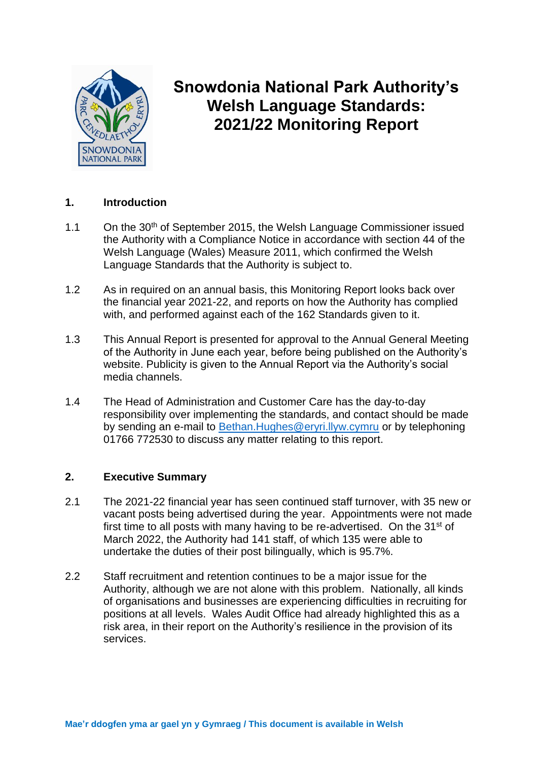# Snowdonia National Park Authority's Welsh Language Standards: 2021/22 Monitoring Report

## 1. Introduction

1.1 On the 30th of September 2015, the Welsh Language Commissioner issued the Authority with a Compliance Notice in accordance with section 44 of the Welsh Language (Wales) Measure 2011, which confirmed the Welsh Language Standards that the Authority is subject to.

1.2 As in required on an annual basis, this Monitoring Report looks back over the financial year 2021-22, and reports on how the Authority has complied with, and performed against each of the 162 Standards given to it.

1.3 This Annual Report is presented for approval to the Annual General Meeting of the Authority in June each year, before being published on the Authority's website. Publicity is given to the Annual Report via the Authority's social media channels.

1.4 The Head of Administration and Customer Care has the day-to-day responsibility over implementing the standards, and contact should be made by sending an e-mail to Bethan.Hughes@eryri.llyw.cymru or by telephoning 01766 772530 to discuss any matter relating to this report.

## 2. Executive Summary

2.1 The 2021-22 financial year has seen continued staff turnover, with 35 new or vacant posts being advertised during the year. Appointments were not made first time to all posts with many having to be re-advertised. On the 31st of March 2022, the Authority had 141 staff, of which 135 were able to undertake the duties of their post bilingually, which is 95.7%.

2.2 Staff recruitment and retention continues to be a major issue for the Authority, although we are not alone with this problem. Nationally, all kinds of organisations and businesses are experiencing difficulties in recruiting for positions at all levels. Wales Audit Office had already highlighted this as a risk area, in their report on the Authority's resilience in the provision of its services.

**Mae'r ddogfen yma ar gael yn y Gymraeg / This document is available in Welsh**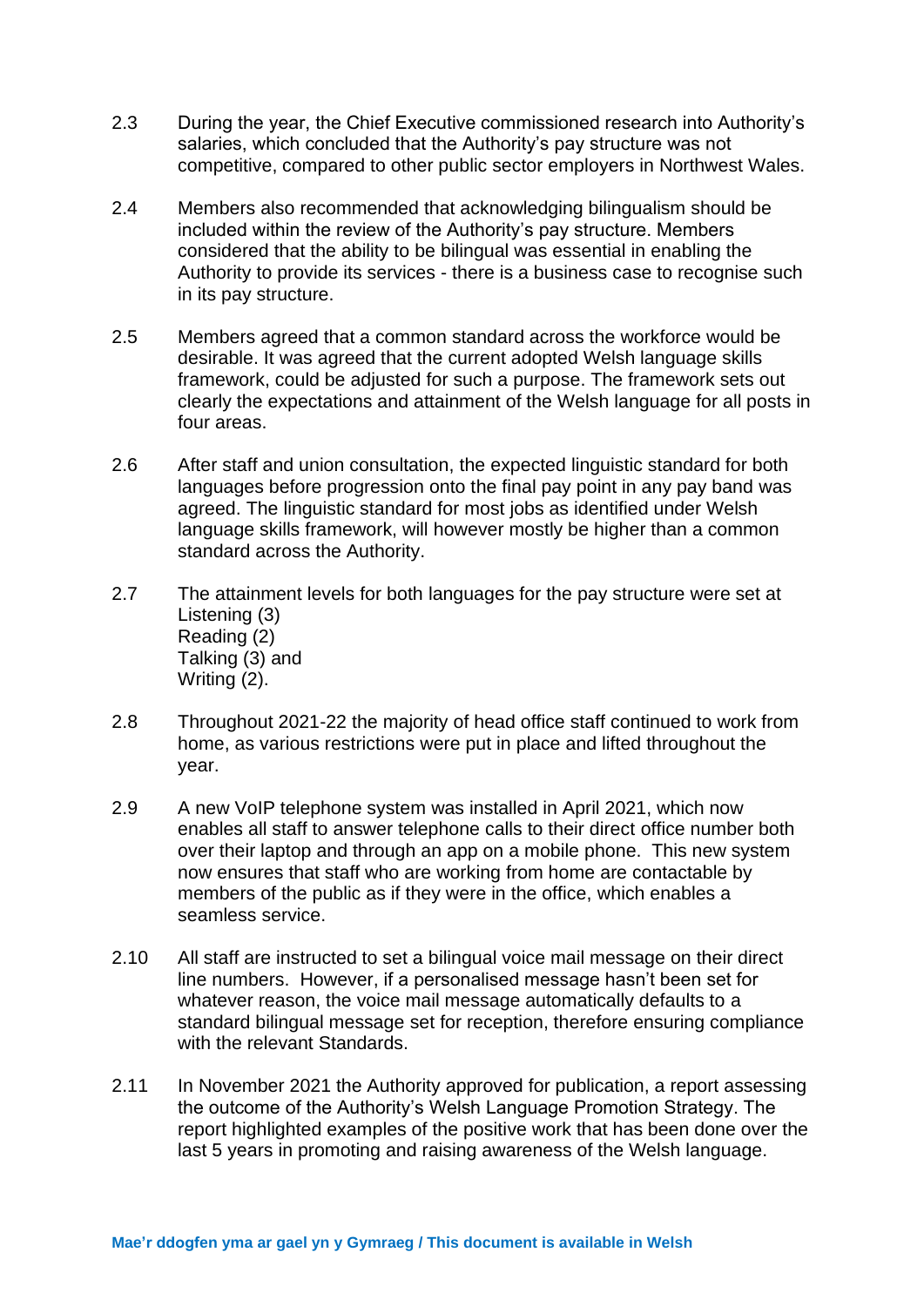2.3 During the year, the Chief Executive commissioned research into Authority's salaries, which concluded that the Authority's pay structure was not competitive, compared to other public sector employers in Northwest Wales.

2.4 Members also recommended that acknowledging bilingualism should be included within the review of the Authority's pay structure. Members considered that the ability to be bilingual was essential in enabling the Authority to provide its services - there is a business case to recognise such in its pay structure.

2.5 Members agreed that a common standard across the workforce would be desirable. It was agreed that the current adopted Welsh language skills framework, could be adjusted for such a purpose. The framework sets out clearly the expectations and attainment of the Welsh language for all posts in four areas.

2.6 After staff and union consultation, the expected linguistic standard for both languages before progression onto the final pay point in any pay band was agreed. The linguistic standard for most jobs as identified under Welsh language skills framework, will however mostly be higher than a common standard across the Authority.

2.7 The attainment levels for both languages for the pay structure were set at
Listening (3)
Reading (2)
Talking (3) and
Writing (2).

2.8 Throughout 2021-22 the majority of head office staff continued to work from home, as various restrictions were put in place and lifted throughout the year.

2.9 A new VoIP telephone system was installed in April 2021, which now enables all staff to answer telephone calls to their direct office number both over their laptop and through an app on a mobile phone. This new system now ensures that staff who are working from home are contactable by members of the public as if they were in the office, which enables a seamless service.

2.10 All staff are instructed to set a bilingual voice mail message on their direct line numbers. However, if a personalised message hasn't been set for whatever reason, the voice mail message automatically defaults to a standard bilingual message set for reception, therefore ensuring compliance with the relevant Standards.

2.11 In November 2021 the Authority approved for publication, a report assessing the outcome of the Authority's Welsh Language Promotion Strategy. The report highlighted examples of the positive work that has been done over the last 5 years in promoting and raising awareness of the Welsh language.

**Mae'r ddogfen yma ar gael yn y Gymraeg / This document is available in Welsh**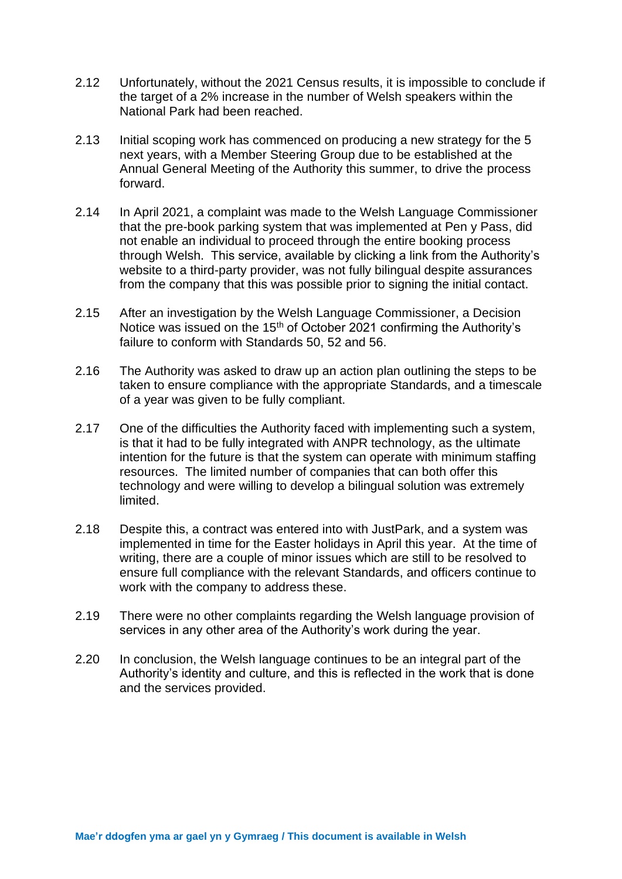2.12 Unfortunately, without the 2021 Census results, it is impossible to conclude if the target of a 2% increase in the number of Welsh speakers within the National Park had been reached.

2.13 Initial scoping work has commenced on producing a new strategy for the 5 next years, with a Member Steering Group due to be established at the Annual General Meeting of the Authority this summer, to drive the process forward.

2.14 In April 2021, a complaint was made to the Welsh Language Commissioner that the pre-book parking system that was implemented at Pen y Pass, did not enable an individual to proceed through the entire booking process through Welsh. This service, available by clicking a link from the Authority's website to a third-party provider, was not fully bilingual despite assurances from the company that this was possible prior to signing the initial contact.

2.15 After an investigation by the Welsh Language Commissioner, a Decision Notice was issued on the 15th of October 2021 confirming the Authority's failure to conform with Standards 50, 52 and 56.

2.16 The Authority was asked to draw up an action plan outlining the steps to be taken to ensure compliance with the appropriate Standards, and a timescale of a year was given to be fully compliant.

2.17 One of the difficulties the Authority faced with implementing such a system, is that it had to be fully integrated with ANPR technology, as the ultimate intention for the future is that the system can operate with minimum staffing resources. The limited number of companies that can both offer this technology and were willing to develop a bilingual solution was extremely limited.

2.18 Despite this, a contract was entered into with JustPark, and a system was implemented in time for the Easter holidays in April this year. At the time of writing, there are a couple of minor issues which are still to be resolved to ensure full compliance with the relevant Standards, and officers continue to work with the company to address these.

2.19 There were no other complaints regarding the Welsh language provision of services in any other area of the Authority's work during the year.

2.20 In conclusion, the Welsh language continues to be an integral part of the Authority's identity and culture, and this is reflected in the work that is done and the services provided.

**Mae'r ddogfen yma ar gael yn y Gymraeg / This document is available in Welsh**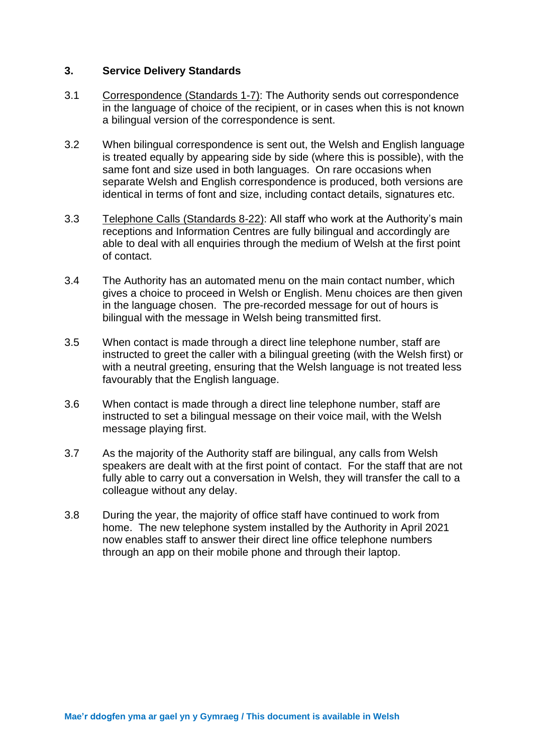## 3. Service Delivery Standards

3.1 Correspondence (Standards 1-7): The Authority sends out correspondence in the language of choice of the recipient, or in cases when this is not known a bilingual version of the correspondence is sent.

3.2 When bilingual correspondence is sent out, the Welsh and English language is treated equally by appearing side by side (where this is possible), with the same font and size used in both languages. On rare occasions when separate Welsh and English correspondence is produced, both versions are identical in terms of font and size, including contact details, signatures etc.

3.3 Telephone Calls (Standards 8-22): All staff who work at the Authority's main receptions and Information Centres are fully bilingual and accordingly are able to deal with all enquiries through the medium of Welsh at the first point of contact.

3.4 The Authority has an automated menu on the main contact number, which gives a choice to proceed in Welsh or English. Menu choices are then given in the language chosen. The pre-recorded message for out of hours is bilingual with the message in Welsh being transmitted first.

3.5 When contact is made through a direct line telephone number, staff are instructed to greet the caller with a bilingual greeting (with the Welsh first) or with a neutral greeting, ensuring that the Welsh language is not treated less favourably that the English language.

3.6 When contact is made through a direct line telephone number, staff are instructed to set a bilingual message on their voice mail, with the Welsh message playing first.

3.7 As the majority of the Authority staff are bilingual, any calls from Welsh speakers are dealt with at the first point of contact. For the staff that are not fully able to carry out a conversation in Welsh, they will transfer the call to a colleague without any delay.

3.8 During the year, the majority of office staff have continued to work from home. The new telephone system installed by the Authority in April 2021 now enables staff to answer their direct line office telephone numbers through an app on their mobile phone and through their laptop.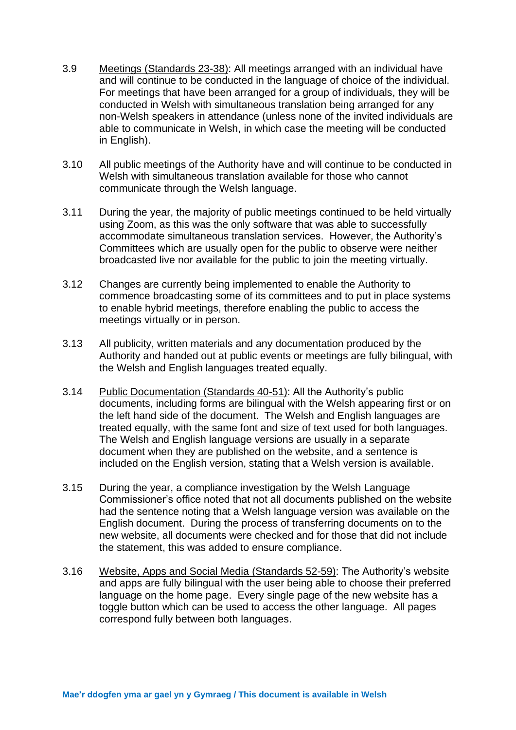3.9 Meetings (Standards 23-38): All meetings arranged with an individual have and will continue to be conducted in the language of choice of the individual. For meetings that have been arranged for a group of individuals, they will be conducted in Welsh with simultaneous translation being arranged for any non-Welsh speakers in attendance (unless none of the invited individuals are able to communicate in Welsh, in which case the meeting will be conducted in English).

3.10 All public meetings of the Authority have and will continue to be conducted in Welsh with simultaneous translation available for those who cannot communicate through the Welsh language.

3.11 During the year, the majority of public meetings continued to be held virtually using Zoom, as this was the only software that was able to successfully accommodate simultaneous translation services. However, the Authority's Committees which are usually open for the public to observe were neither broadcasted live nor available for the public to join the meeting virtually.

3.12 Changes are currently being implemented to enable the Authority to commence broadcasting some of its committees and to put in place systems to enable hybrid meetings, therefore enabling the public to access the meetings virtually or in person.

3.13 All publicity, written materials and any documentation produced by the Authority and handed out at public events or meetings are fully bilingual, with the Welsh and English languages treated equally.

3.14 Public Documentation (Standards 40-51): All the Authority's public documents, including forms are bilingual with the Welsh appearing first or on the left hand side of the document. The Welsh and English languages are treated equally, with the same font and size of text used for both languages. The Welsh and English language versions are usually in a separate document when they are published on the website, and a sentence is included on the English version, stating that a Welsh version is available.

3.15 During the year, a compliance investigation by the Welsh Language Commissioner's office noted that not all documents published on the website had the sentence noting that a Welsh language version was available on the English document. During the process of transferring documents on to the new website, all documents were checked and for those that did not include the statement, this was added to ensure compliance.

3.16 Website, Apps and Social Media (Standards 52-59): The Authority's website and apps are fully bilingual with the user being able to choose their preferred language on the home page. Every single page of the new website has a toggle button which can be used to access the other language. All pages correspond fully between both languages.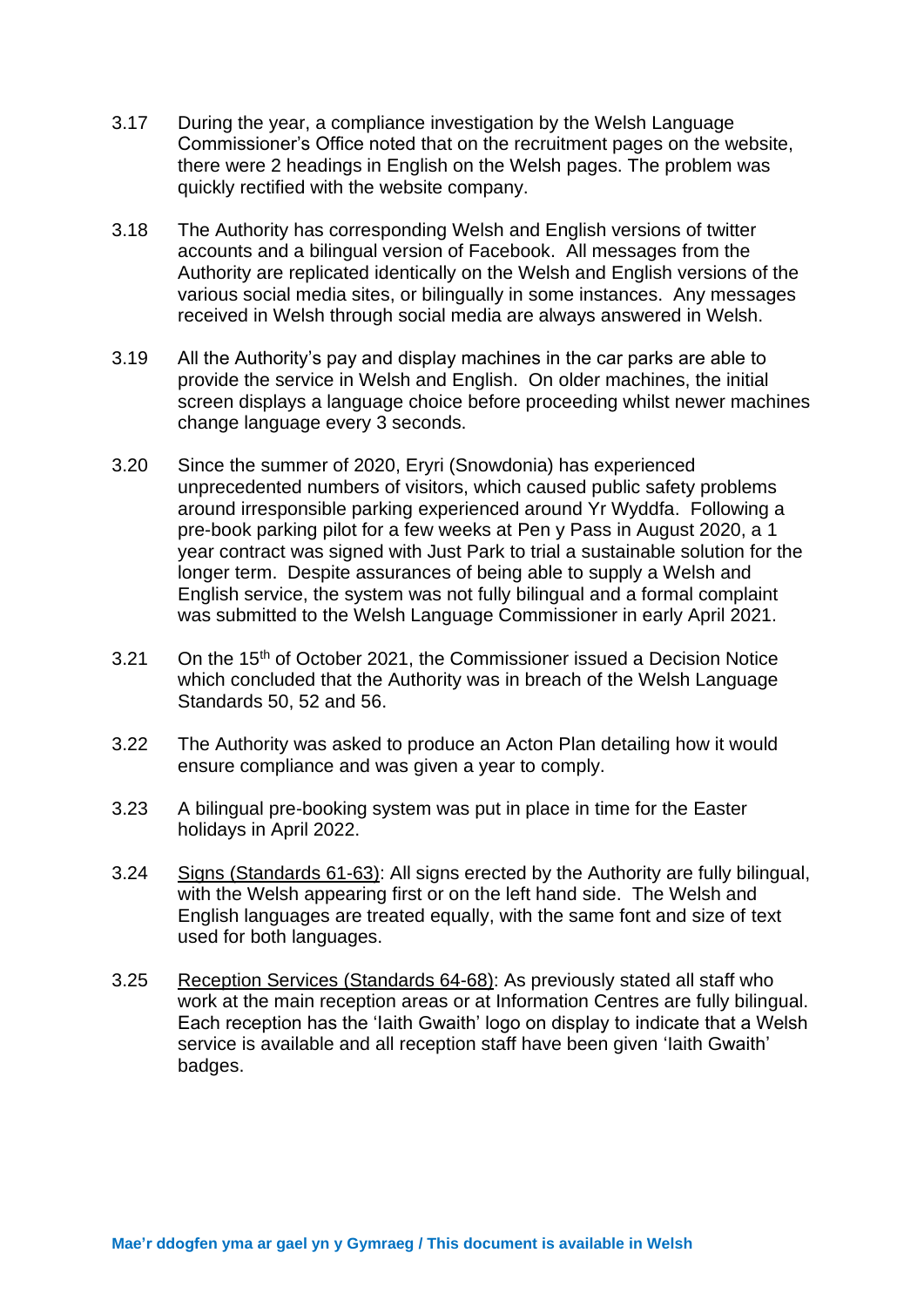3.17 During the year, a compliance investigation by the Welsh Language Commissioner's Office noted that on the recruitment pages on the website, there were 2 headings in English on the Welsh pages. The problem was quickly rectified with the website company.

3.18 The Authority has corresponding Welsh and English versions of twitter accounts and a bilingual version of Facebook. All messages from the Authority are replicated identically on the Welsh and English versions of the various social media sites, or bilingually in some instances. Any messages received in Welsh through social media are always answered in Welsh.

3.19 All the Authority's pay and display machines in the car parks are able to provide the service in Welsh and English. On older machines, the initial screen displays a language choice before proceeding whilst newer machines change language every 3 seconds.

3.20 Since the summer of 2020, Eryri (Snowdonia) has experienced unprecedented numbers of visitors, which caused public safety problems around irresponsible parking experienced around Yr Wyddfa. Following a pre-book parking pilot for a few weeks at Pen y Pass in August 2020, a 1 year contract was signed with Just Park to trial a sustainable solution for the longer term. Despite assurances of being able to supply a Welsh and English service, the system was not fully bilingual and a formal complaint was submitted to the Welsh Language Commissioner in early April 2021.

3.21 On the 15th of October 2021, the Commissioner issued a Decision Notice which concluded that the Authority was in breach of the Welsh Language Standards 50, 52 and 56.

3.22 The Authority was asked to produce an Acton Plan detailing how it would ensure compliance and was given a year to comply.

3.23 A bilingual pre-booking system was put in place in time for the Easter holidays in April 2022.

3.24 <u>Signs (Standards 61-63)</u>: All signs erected by the Authority are fully bilingual, with the Welsh appearing first or on the left hand side. The Welsh and English languages are treated equally, with the same font and size of text used for both languages.

3.25 <u>Reception Services (Standards 64-68)</u>: As previously stated all staff who work at the main reception areas or at Information Centres are fully bilingual. Each reception has the 'Iaith Gwaith' logo on display to indicate that a Welsh service is available and all reception staff have been given 'Iaith Gwaith' badges.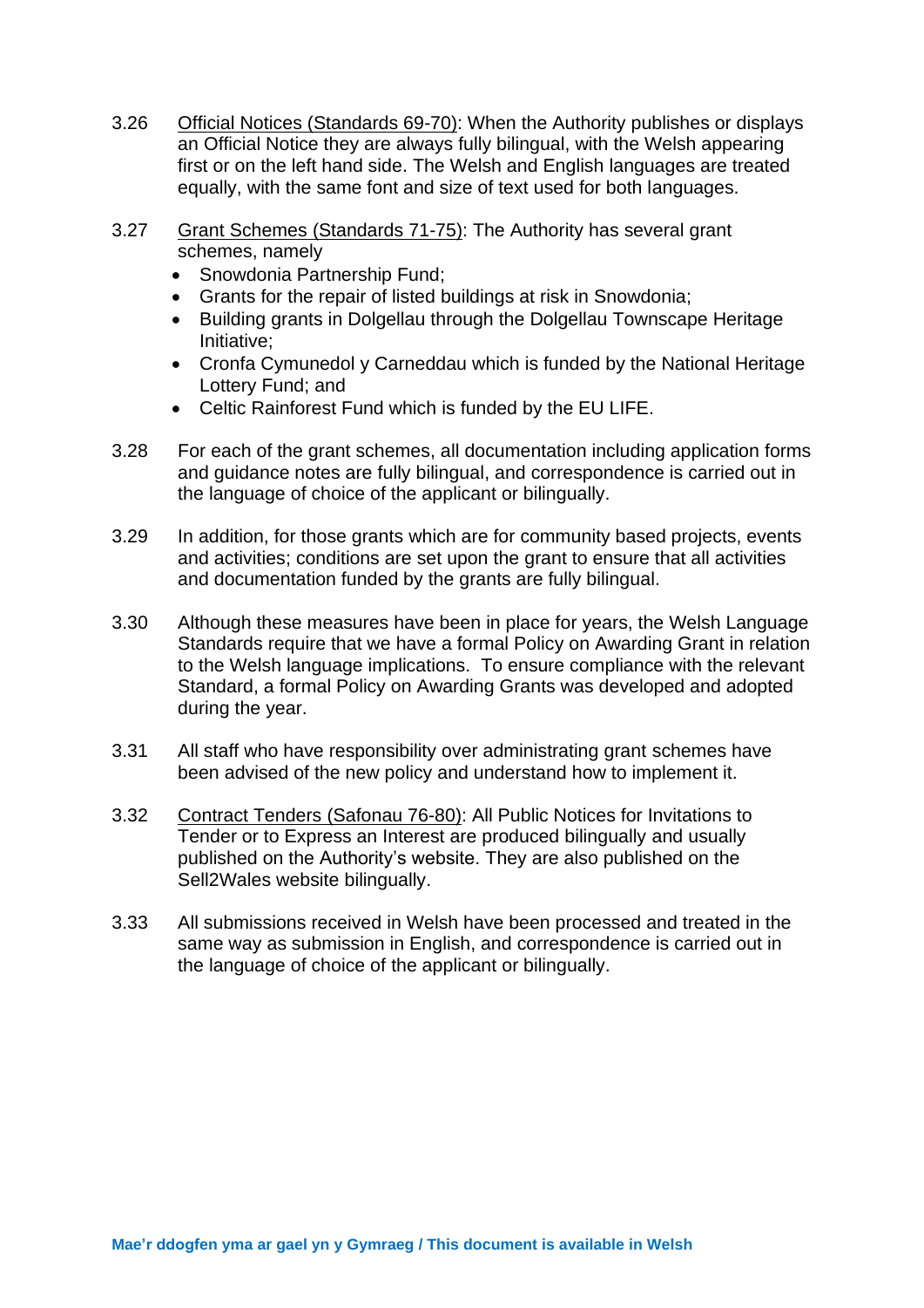3.26 Official Notices (Standards 69-70): When the Authority publishes or displays an Official Notice they are always fully bilingual, with the Welsh appearing first or on the left hand side. The Welsh and English languages are treated equally, with the same font and size of text used for both languages.

3.27 Grant Schemes (Standards 71-75): The Authority has several grant schemes, namely

- Snowdonia Partnership Fund;
- Grants for the repair of listed buildings at risk in Snowdonia;
- Building grants in Dolgellau through the Dolgellau Townscape Heritage Initiative;
- Cronfa Cymunedol y Carneddau which is funded by the National Heritage Lottery Fund; and
- Celtic Rainforest Fund which is funded by the EU LIFE.

3.28 For each of the grant schemes, all documentation including application forms and guidance notes are fully bilingual, and correspondence is carried out in the language of choice of the applicant or bilingually.

3.29 In addition, for those grants which are for community based projects, events and activities; conditions are set upon the grant to ensure that all activities and documentation funded by the grants are fully bilingual.

3.30 Although these measures have been in place for years, the Welsh Language Standards require that we have a formal Policy on Awarding Grant in relation to the Welsh language implications. To ensure compliance with the relevant Standard, a formal Policy on Awarding Grants was developed and adopted during the year.

3.31 All staff who have responsibility over administrating grant schemes have been advised of the new policy and understand how to implement it.

3.32 Contract Tenders (Safonau 76-80): All Public Notices for Invitations to Tender or to Express an Interest are produced bilingually and usually published on the Authority's website. They are also published on the Sell2Wales website bilingually.

3.33 All submissions received in Welsh have been processed and treated in the same way as submission in English, and correspondence is carried out in the language of choice of the applicant or bilingually.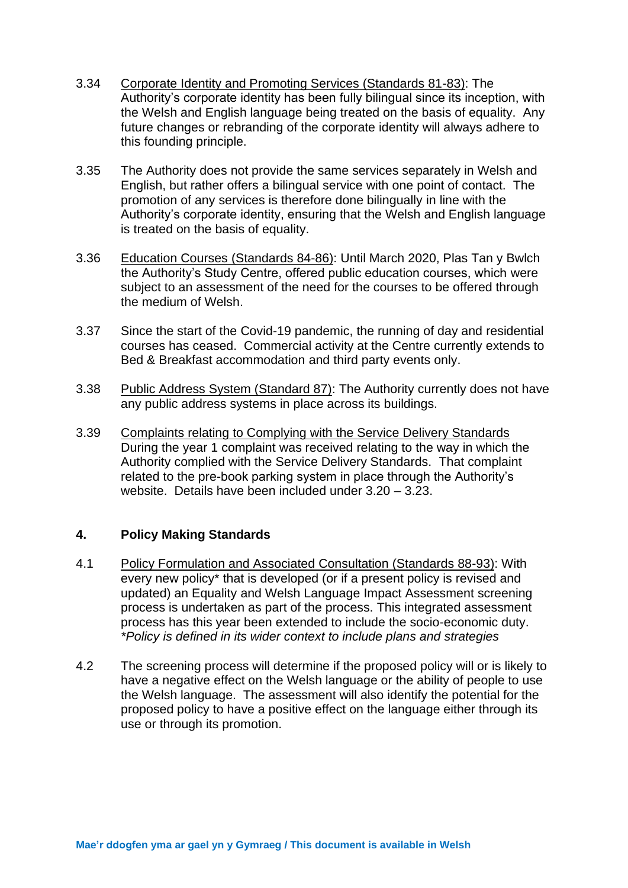3.34 Corporate Identity and Promoting Services (Standards 81-83): The Authority's corporate identity has been fully bilingual since its inception, with the Welsh and English language being treated on the basis of equality. Any future changes or rebranding of the corporate identity will always adhere to this founding principle.

3.35 The Authority does not provide the same services separately in Welsh and English, but rather offers a bilingual service with one point of contact. The promotion of any services is therefore done bilingually in line with the Authority's corporate identity, ensuring that the Welsh and English language is treated on the basis of equality.

3.36 Education Courses (Standards 84-86): Until March 2020, Plas Tan y Bwlch the Authority's Study Centre, offered public education courses, which were subject to an assessment of the need for the courses to be offered through the medium of Welsh.

3.37 Since the start of the Covid-19 pandemic, the running of day and residential courses has ceased. Commercial activity at the Centre currently extends to Bed & Breakfast accommodation and third party events only.

3.38 Public Address System (Standard 87): The Authority currently does not have any public address systems in place across its buildings.

3.39 Complaints relating to Complying with the Service Delivery Standards During the year 1 complaint was received relating to the way in which the Authority complied with the Service Delivery Standards. That complaint related to the pre-book parking system in place through the Authority's website. Details have been included under 3.20 – 3.23.

## 4. Policy Making Standards

4.1 Policy Formulation and Associated Consultation (Standards 88-93): With every new policy* that is developed (or if a present policy is revised and updated) an Equality and Welsh Language Impact Assessment screening process is undertaken as part of the process. This integrated assessment process has this year been extended to include the socio-economic duty.
*\*Policy is defined in its wider context to include plans and strategies*

4.2 The screening process will determine if the proposed policy will or is likely to have a negative effect on the Welsh language or the ability of people to use the Welsh language. The assessment will also identify the potential for the proposed policy to have a positive effect on the language either through its use or through its promotion.

**Mae'r ddogfen yma ar gael yn y Gymraeg / This document is available in Welsh**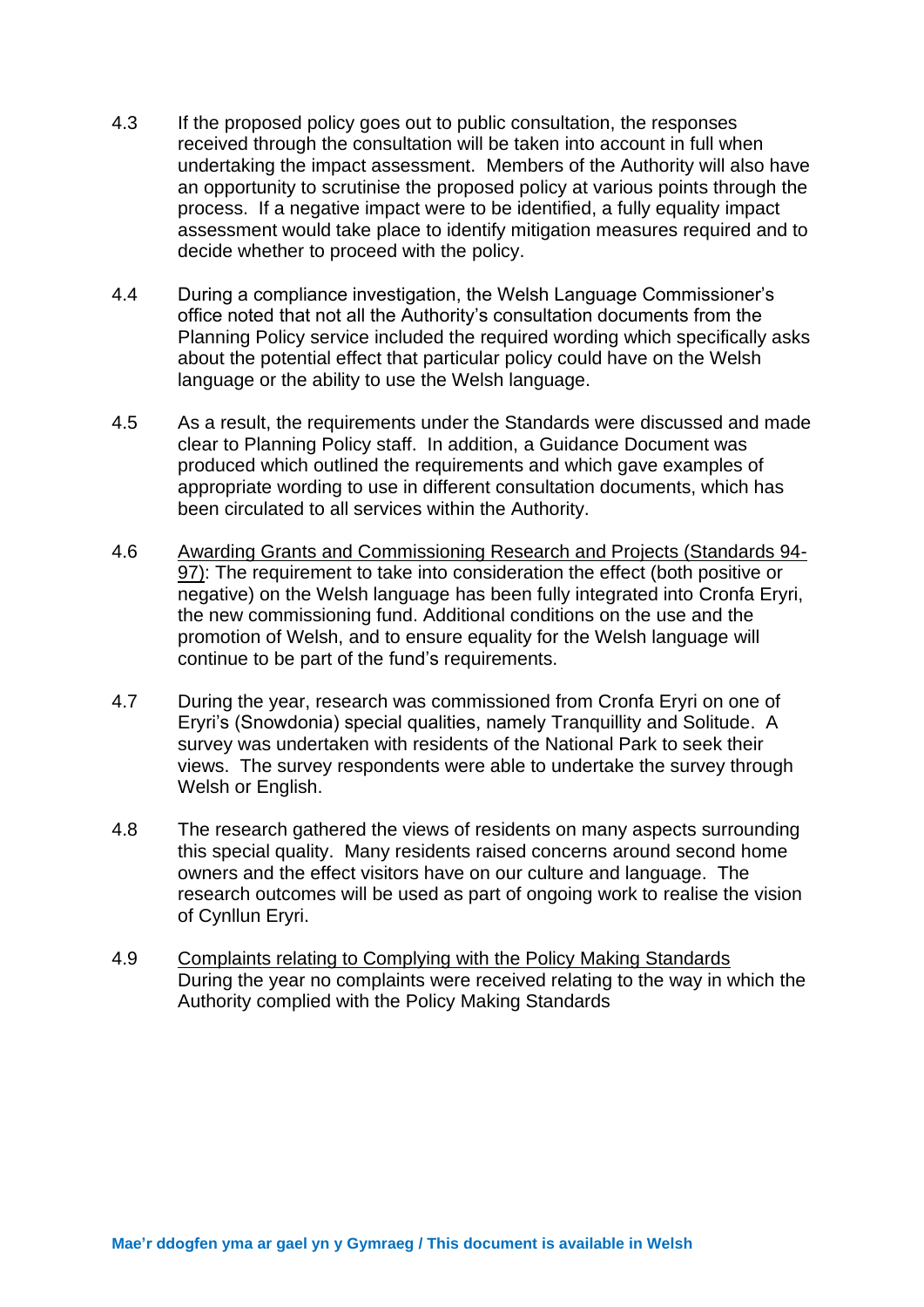4.3 If the proposed policy goes out to public consultation, the responses received through the consultation will be taken into account in full when undertaking the impact assessment. Members of the Authority will also have an opportunity to scrutinise the proposed policy at various points through the process. If a negative impact were to be identified, a fully equality impact assessment would take place to identify mitigation measures required and to decide whether to proceed with the policy.

4.4 During a compliance investigation, the Welsh Language Commissioner's office noted that not all the Authority's consultation documents from the Planning Policy service included the required wording which specifically asks about the potential effect that particular policy could have on the Welsh language or the ability to use the Welsh language.

4.5 As a result, the requirements under the Standards were discussed and made clear to Planning Policy staff. In addition, a Guidance Document was produced which outlined the requirements and which gave examples of appropriate wording to use in different consultation documents, which has been circulated to all services within the Authority.

4.6 <u>Awarding Grants and Commissioning Research and Projects (Standards 94-97)</u>: The requirement to take into consideration the effect (both positive or negative) on the Welsh language has been fully integrated into Cronfa Eryri, the new commissioning fund. Additional conditions on the use and the promotion of Welsh, and to ensure equality for the Welsh language will continue to be part of the fund's requirements.

4.7 During the year, research was commissioned from Cronfa Eryri on one of Eryri's (Snowdonia) special qualities, namely Tranquillity and Solitude. A survey was undertaken with residents of the National Park to seek their views. The survey respondents were able to undertake the survey through Welsh or English.

4.8 The research gathered the views of residents on many aspects surrounding this special quality. Many residents raised concerns around second home owners and the effect visitors have on our culture and language. The research outcomes will be used as part of ongoing work to realise the vision of Cynllun Eryri.

4.9 <u>Complaints relating to Complying with the Policy Making Standards</u>
During the year no complaints were received relating to the way in which the Authority complied with the Policy Making Standards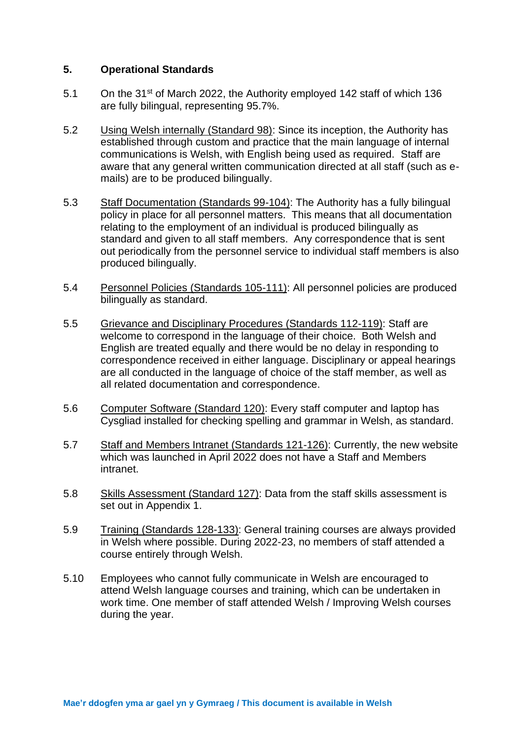## 5. Operational Standards

5.1 On the 31st of March 2022, the Authority employed 142 staff of which 136 are fully bilingual, representing 95.7%.

5.2 Using Welsh internally (Standard 98): Since its inception, the Authority has established through custom and practice that the main language of internal communications is Welsh, with English being used as required. Staff are aware that any general written communication directed at all staff (such as e-mails) are to be produced bilingually.

5.3 Staff Documentation (Standards 99-104): The Authority has a fully bilingual policy in place for all personnel matters. This means that all documentation relating to the employment of an individual is produced bilingually as standard and given to all staff members. Any correspondence that is sent out periodically from the personnel service to individual staff members is also produced bilingually.

5.4 Personnel Policies (Standards 105-111): All personnel policies are produced bilingually as standard.

5.5 Grievance and Disciplinary Procedures (Standards 112-119): Staff are welcome to correspond in the language of their choice. Both Welsh and English are treated equally and there would be no delay in responding to correspondence received in either language. Disciplinary or appeal hearings are all conducted in the language of choice of the staff member, as well as all related documentation and correspondence.

5.6 Computer Software (Standard 120): Every staff computer and laptop has Cysgliad installed for checking spelling and grammar in Welsh, as standard.

5.7 Staff and Members Intranet (Standards 121-126): Currently, the new website which was launched in April 2022 does not have a Staff and Members intranet.

5.8 Skills Assessment (Standard 127): Data from the staff skills assessment is set out in Appendix 1.

5.9 Training (Standards 128-133): General training courses are always provided in Welsh where possible. During 2022-23, no members of staff attended a course entirely through Welsh.

5.10 Employees who cannot fully communicate in Welsh are encouraged to attend Welsh language courses and training, which can be undertaken in work time. One member of staff attended Welsh / Improving Welsh courses during the year.

**Mae'r ddogfen yma ar gael yn y Gymraeg / This document is available in Welsh**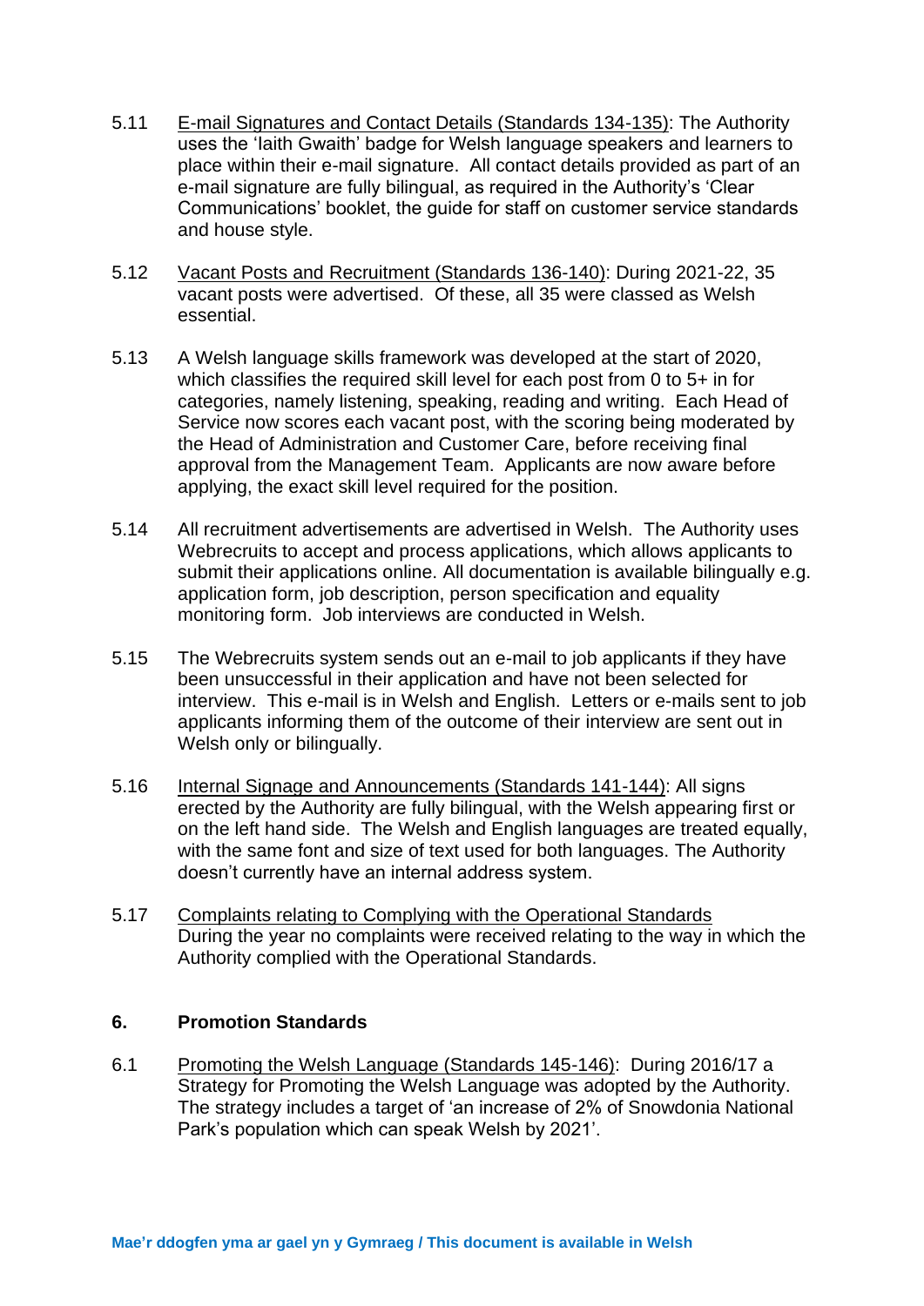5.11 E-mail Signatures and Contact Details (Standards 134-135): The Authority uses the 'Iaith Gwaith' badge for Welsh language speakers and learners to place within their e-mail signature. All contact details provided as part of an e-mail signature are fully bilingual, as required in the Authority's 'Clear Communications' booklet, the guide for staff on customer service standards and house style.

5.12 Vacant Posts and Recruitment (Standards 136-140): During 2021-22, 35 vacant posts were advertised. Of these, all 35 were classed as Welsh essential.

5.13 A Welsh language skills framework was developed at the start of 2020, which classifies the required skill level for each post from 0 to 5+ in for categories, namely listening, speaking, reading and writing. Each Head of Service now scores each vacant post, with the scoring being moderated by the Head of Administration and Customer Care, before receiving final approval from the Management Team. Applicants are now aware before applying, the exact skill level required for the position.

5.14 All recruitment advertisements are advertised in Welsh. The Authority uses Webrecruits to accept and process applications, which allows applicants to submit their applications online. All documentation is available bilingually e.g. application form, job description, person specification and equality monitoring form. Job interviews are conducted in Welsh.

5.15 The Webrecruits system sends out an e-mail to job applicants if they have been unsuccessful in their application and have not been selected for interview. This e-mail is in Welsh and English. Letters or e-mails sent to job applicants informing them of the outcome of their interview are sent out in Welsh only or bilingually.

5.16 Internal Signage and Announcements (Standards 141-144): All signs erected by the Authority are fully bilingual, with the Welsh appearing first or on the left hand side. The Welsh and English languages are treated equally, with the same font and size of text used for both languages. The Authority doesn't currently have an internal address system.

5.17 Complaints relating to Complying with the Operational Standards
During the year no complaints were received relating to the way in which the Authority complied with the Operational Standards.

## 6. Promotion Standards

6.1 Promoting the Welsh Language (Standards 145-146): During 2016/17 a Strategy for Promoting the Welsh Language was adopted by the Authority. The strategy includes a target of 'an increase of 2% of Snowdonia National Park's population which can speak Welsh by 2021'.

**Mae'r ddogfen yma ar gael yn y Gymraeg / This document is available in Welsh**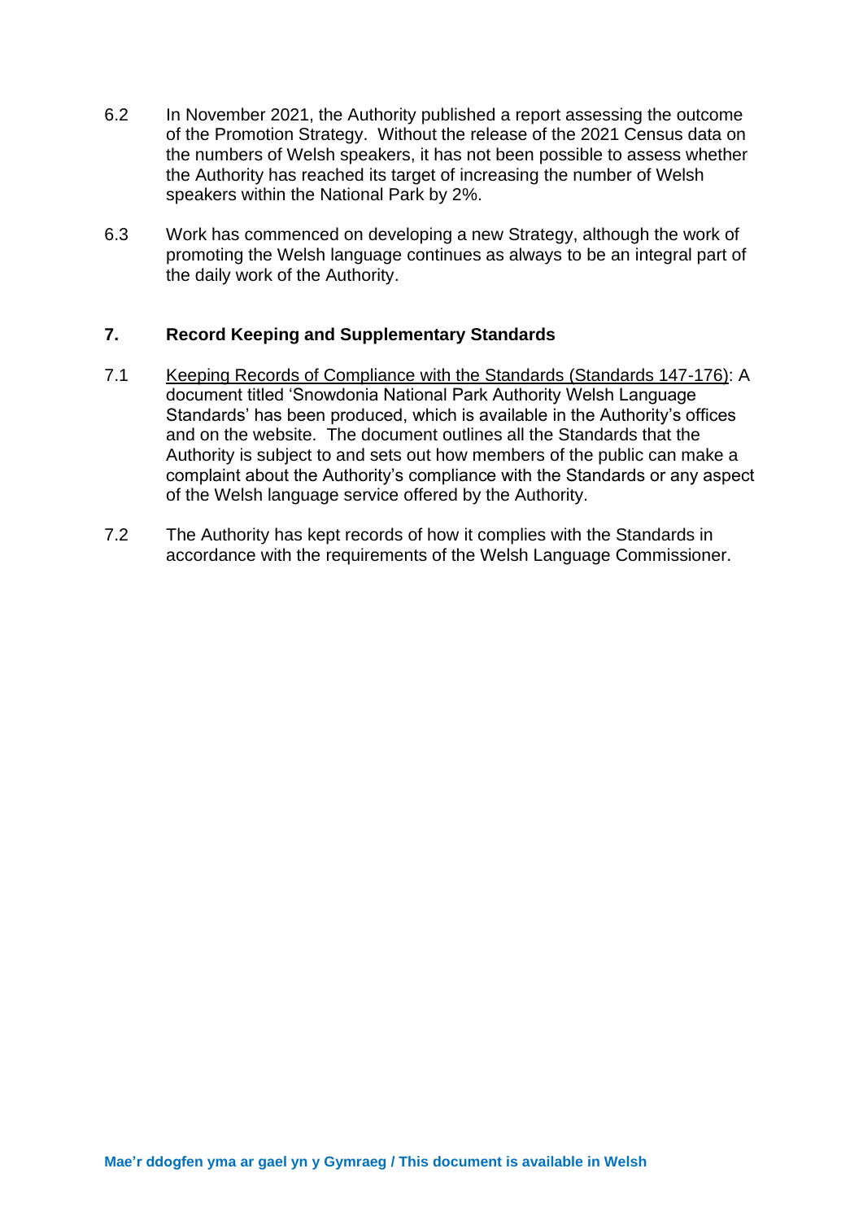6.2 In November 2021, the Authority published a report assessing the outcome of the Promotion Strategy. Without the release of the 2021 Census data on the numbers of Welsh speakers, it has not been possible to assess whether the Authority has reached its target of increasing the number of Welsh speakers within the National Park by 2%.

6.3 Work has commenced on developing a new Strategy, although the work of promoting the Welsh language continues as always to be an integral part of the daily work of the Authority.

## 7. Record Keeping and Supplementary Standards

7.1 <u>Keeping Records of Compliance with the Standards (Standards 147-176)</u>: A document titled 'Snowdonia National Park Authority Welsh Language Standards' has been produced, which is available in the Authority's offices and on the website. The document outlines all the Standards that the Authority is subject to and sets out how members of the public can make a complaint about the Authority's compliance with the Standards or any aspect of the Welsh language service offered by the Authority.

7.2 The Authority has kept records of how it complies with the Standards in accordance with the requirements of the Welsh Language Commissioner.

**Mae'r ddogfen yma ar gael yn y Gymraeg / This document is available in Welsh**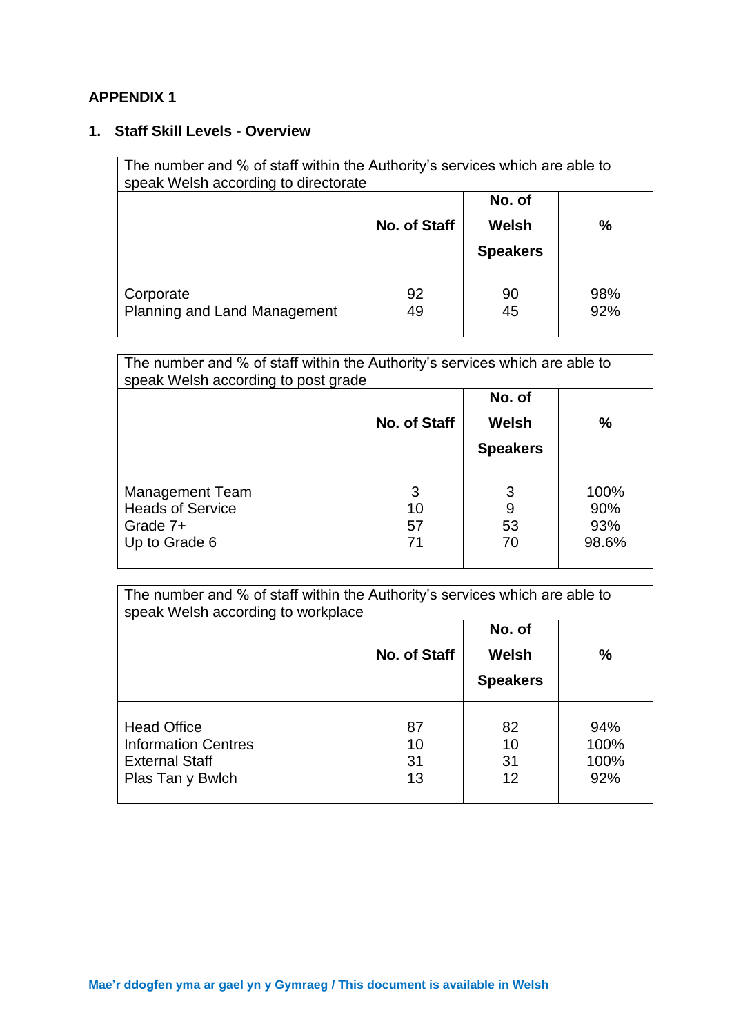**APPENDIX 1**

## 1. Staff Skill Levels - Overview

| The number and % of staff within the Authority's services which are able to speak Welsh according to directorate | | | |
|---|---|---|---|
| | **No. of Staff** | **No. of Welsh Speakers** | **%** |
| Corporate | 92 | 90 | 98% |
| Planning and Land Management | 49 | 45 | 92% |

| The number and % of staff within the Authority's services which are able to speak Welsh according to post grade | | | |
|---|---|---|---|
| | **No. of Staff** | **No. of Welsh Speakers** | **%** |
| Management Team | 3 | 3 | 100% |
| Heads of Service | 10 | 9 | 90% |
| Grade 7+ | 57 | 53 | 93% |
| Up to Grade 6 | 71 | 70 | 98.6% |

| The number and % of staff within the Authority's services which are able to speak Welsh according to workplace | | | |
|---|---|---|---|
| | **No. of Staff** | **No. of Welsh Speakers** | **%** |
| Head Office | 87 | 82 | 94% |
| Information Centres | 10 | 10 | 100% |
| External Staff | 31 | 31 | 100% |
| Plas Tan y Bwlch | 13 | 12 | 92% |

**Mae'r ddogfen yma ar gael yn y Gymraeg / This document is available in Welsh**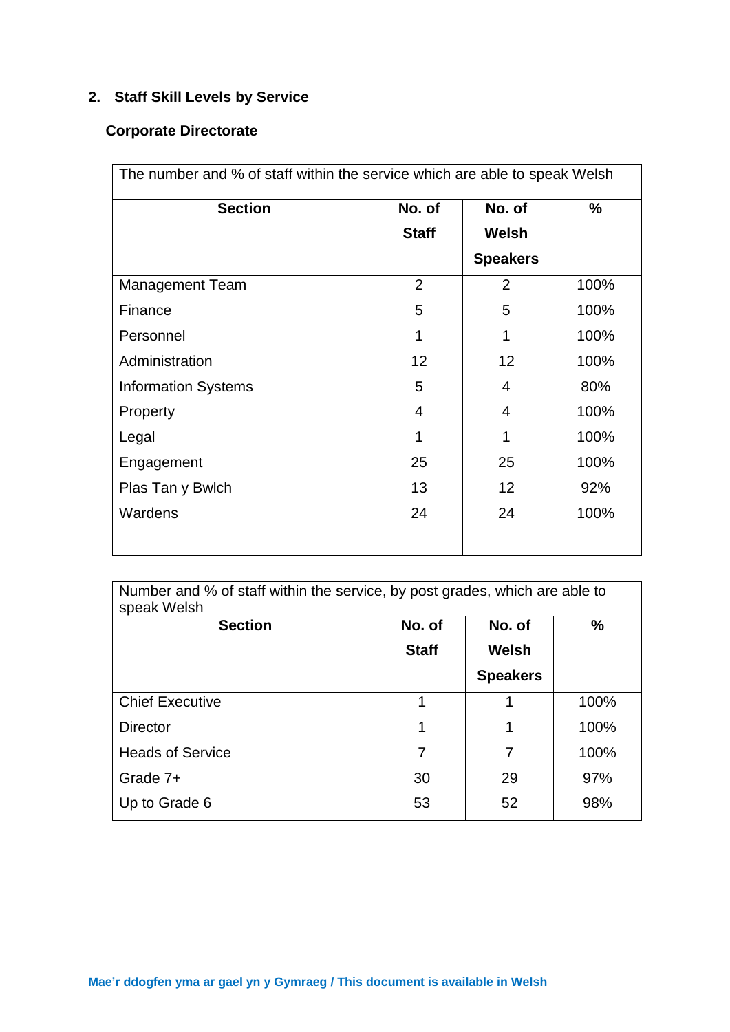## 2. Staff Skill Levels by Service

### Corporate Directorate

| The number and % of staff within the service which are able to speak Welsh | | | |
|---|---|---|---|
| **Section** | **No. of Staff** | **No. of Welsh Speakers** | **%** |
| Management Team | 2 | 2 | 100% |
| Finance | 5 | 5 | 100% |
| Personnel | 1 | 1 | 100% |
| Administration | 12 | 12 | 100% |
| Information Systems | 5 | 4 | 80% |
| Property | 4 | 4 | 100% |
| Legal | 1 | 1 | 100% |
| Engagement | 25 | 25 | 100% |
| Plas Tan y Bwlch | 13 | 12 | 92% |
| Wardens | 24 | 24 | 100% |

| Number and % of staff within the service, by post grades, which are able to speak Welsh | | | |
|---|---|---|---|
| **Section** | **No. of Staff** | **No. of Welsh Speakers** | **%** |
| Chief Executive | 1 | 1 | 100% |
| Director | 1 | 1 | 100% |
| Heads of Service | 7 | 7 | 100% |
| Grade 7+ | 30 | 29 | 97% |
| Up to Grade 6 | 53 | 52 | 98% |

**Mae'r ddogfen yma ar gael yn y Gymraeg / This document is available in Welsh**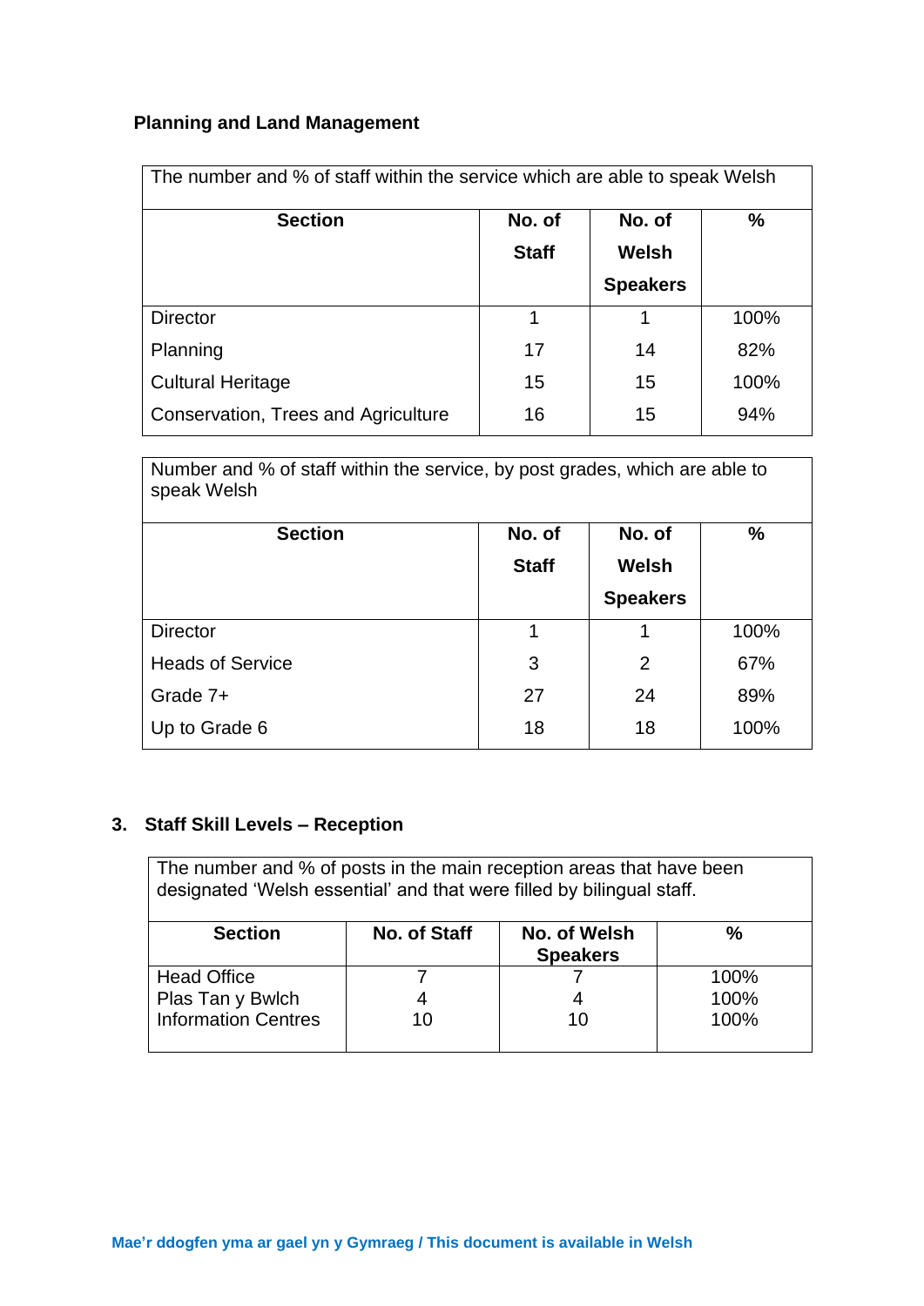**Planning and Land Management**

| The number and % of staff within the service which are able to speak Welsh | | | |
|---|---|---|---|
| **Section** | **No. of Staff** | **No. of Welsh Speakers** | **%** |
| Director | 1 | 1 | 100% |
| Planning | 17 | 14 | 82% |
| Cultural Heritage | 15 | 15 | 100% |
| Conservation, Trees and Agriculture | 16 | 15 | 94% |

| Number and % of staff within the service, by post grades, which are able to speak Welsh | | | |
|---|---|---|---|
| **Section** | **No. of Staff** | **No. of Welsh Speakers** | **%** |
| Director | 1 | 1 | 100% |
| Heads of Service | 3 | 2 | 67% |
| Grade 7+ | 27 | 24 | 89% |
| Up to Grade 6 | 18 | 18 | 100% |

## 3. Staff Skill Levels – Reception

| The number and % of posts in the main reception areas that have been designated 'Welsh essential' and that were filled by bilingual staff. | | | |
|---|---|---|---|
| **Section** | **No. of Staff** | **No. of Welsh Speakers** | **%** |
| Head Office | 7 | 7 | 100% |
| Plas Tan y Bwlch | 4 | 4 | 100% |
| Information Centres | 10 | 10 | 100% |

**Mae'r ddogfen yma ar gael yn y Gymraeg / This document is available in Welsh**